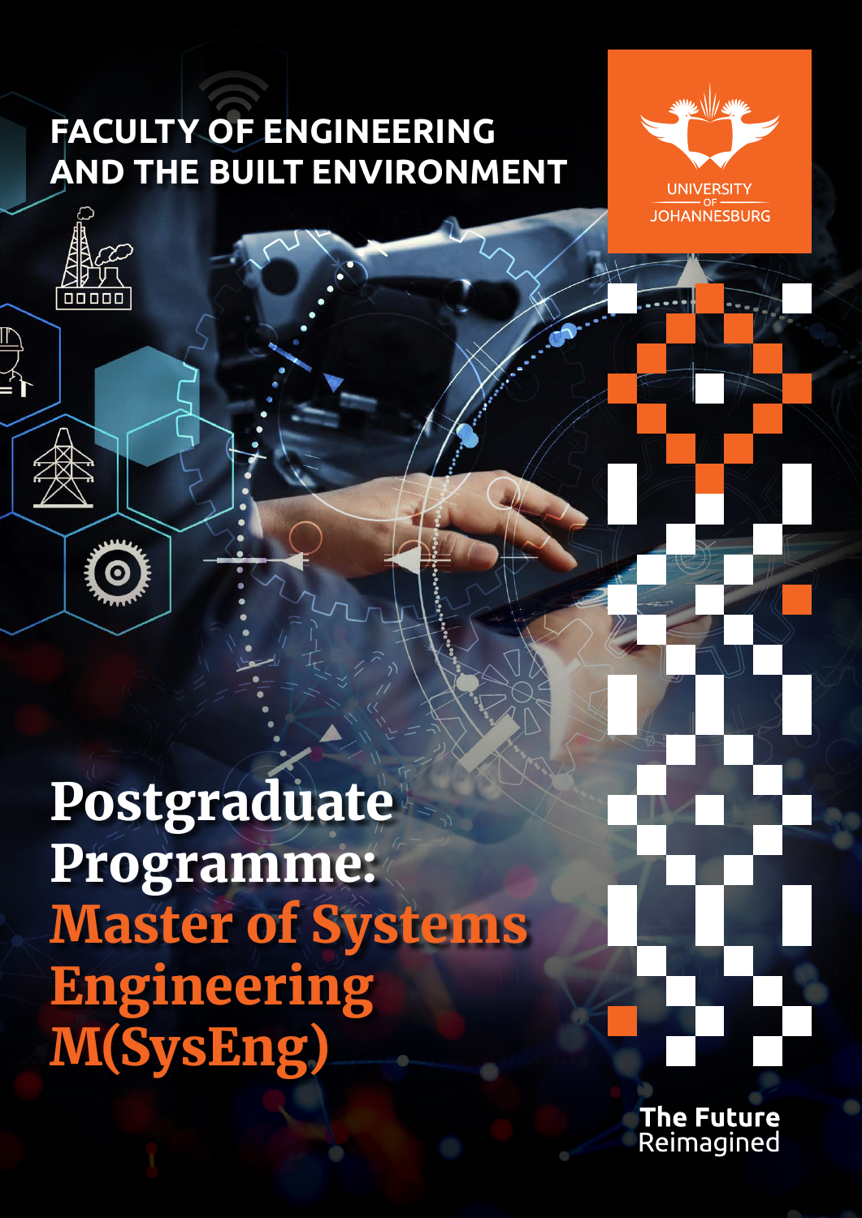FACULTY OF ENGINEERING AND THE BUILT ENVIRONMENT

UNIVERSITY OF JOHANNESBURG

# Postgraduate Programme: Master of Systems Engineering M(SysEng)

The Future Reimagined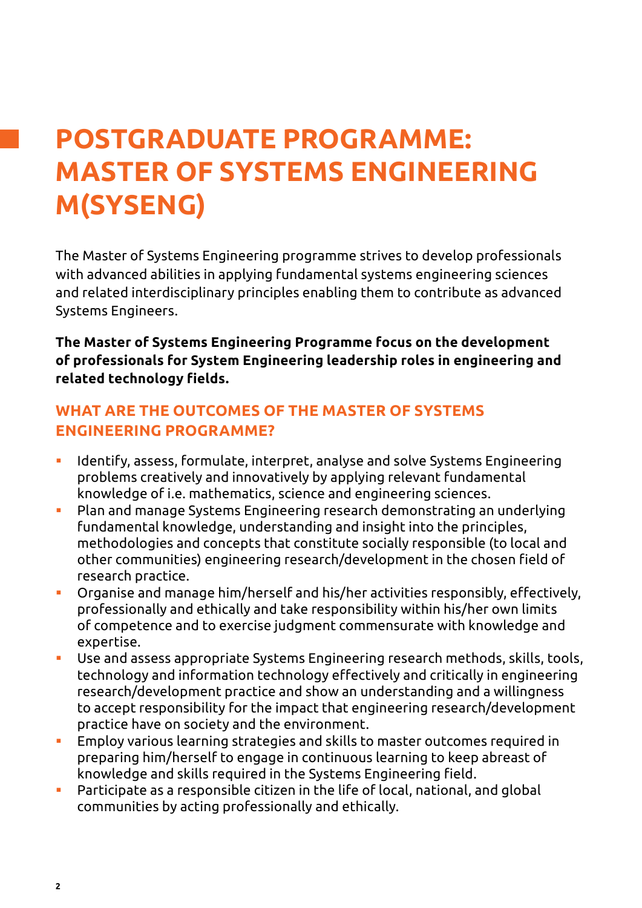# POSTGRADUATE PROGRAMME: MASTER OF SYSTEMS ENGINEERING M(SYSENG)

The Master of Systems Engineering programme strives to develop professionals with advanced abilities in applying fundamental systems engineering sciences and related interdisciplinary principles enabling them to contribute as advanced Systems Engineers.

**The Master of Systems Engineering Programme focus on the development of professionals for System Engineering leadership roles in engineering and related technology fields.**

## WHAT ARE THE OUTCOMES OF THE MASTER OF SYSTEMS ENGINEERING PROGRAMME?

- Identify, assess, formulate, interpret, analyse and solve Systems Engineering problems creatively and innovatively by applying relevant fundamental knowledge of i.e. mathematics, science and engineering sciences.
- Plan and manage Systems Engineering research demonstrating an underlying fundamental knowledge, understanding and insight into the principles, methodologies and concepts that constitute socially responsible (to local and other communities) engineering research/development in the chosen field of research practice.
- Organise and manage him/herself and his/her activities responsibly, effectively, professionally and ethically and take responsibility within his/her own limits of competence and to exercise judgment commensurate with knowledge and expertise.
- Use and assess appropriate Systems Engineering research methods, skills, tools, technology and information technology effectively and critically in engineering research/development practice and show an understanding and a willingness to accept responsibility for the impact that engineering research/development practice have on society and the environment.
- Employ various learning strategies and skills to master outcomes required in preparing him/herself to engage in continuous learning to keep abreast of knowledge and skills required in the Systems Engineering field.
- Participate as a responsible citizen in the life of local, national, and global communities by acting professionally and ethically.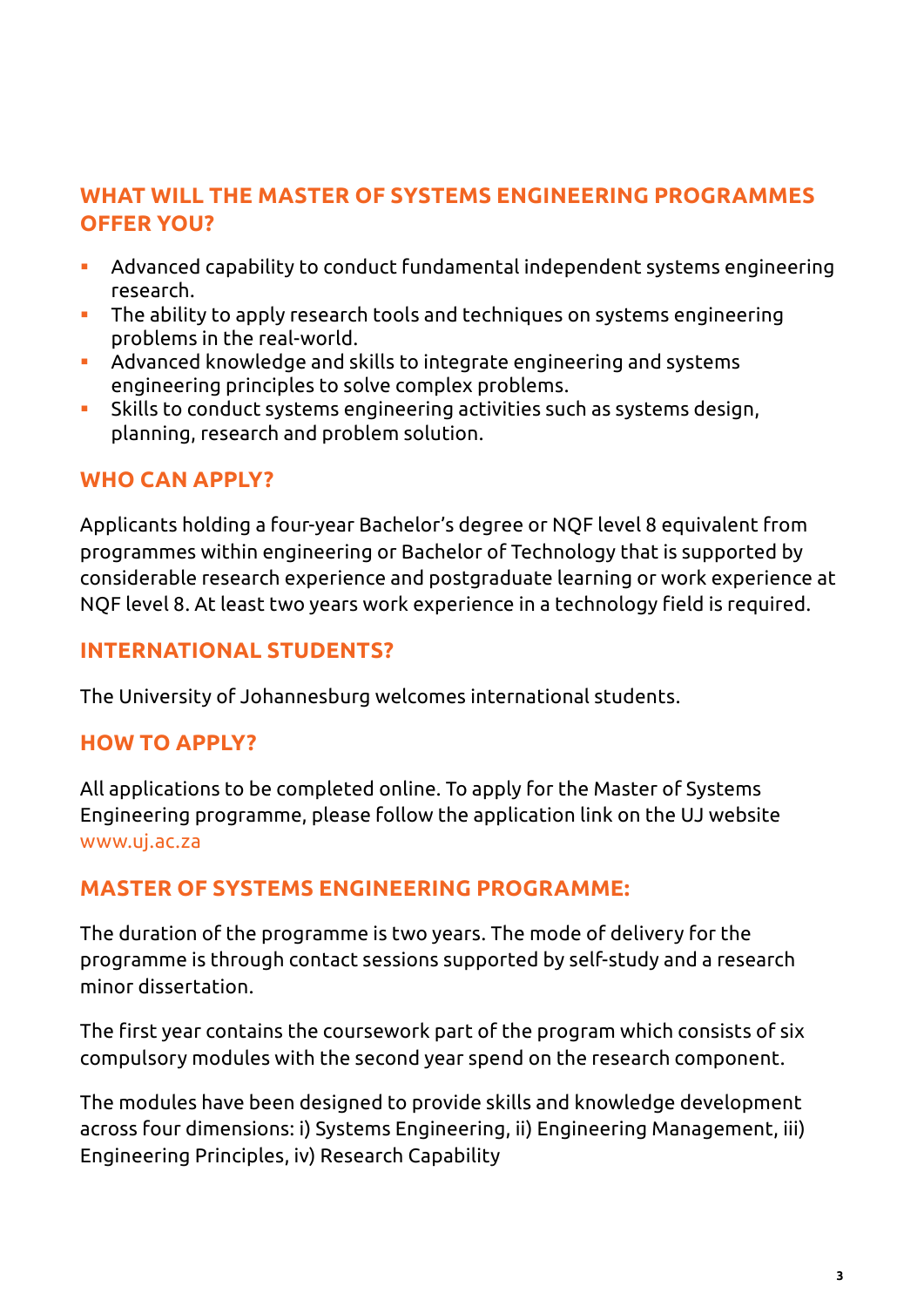## WHAT WILL THE MASTER OF SYSTEMS ENGINEERING PROGRAMMES OFFER YOU?

- Advanced capability to conduct fundamental independent systems engineering research.
- The ability to apply research tools and techniques on systems engineering problems in the real-world.
- Advanced knowledge and skills to integrate engineering and systems engineering principles to solve complex problems.
- Skills to conduct systems engineering activities such as systems design, planning, research and problem solution.

## WHO CAN APPLY?

Applicants holding a four-year Bachelor's degree or NQF level 8 equivalent from programmes within engineering or Bachelor of Technology that is supported by considerable research experience and postgraduate learning or work experience at NQF level 8. At least two years work experience in a technology field is required.

## INTERNATIONAL STUDENTS?

The University of Johannesburg welcomes international students.

## HOW TO APPLY?

All applications to be completed online. To apply for the Master of Systems Engineering programme, please follow the application link on the UJ website www.uj.ac.za

## MASTER OF SYSTEMS ENGINEERING PROGRAMME:

The duration of the programme is two years. The mode of delivery for the programme is through contact sessions supported by self-study and a research minor dissertation.

The first year contains the coursework part of the program which consists of six compulsory modules with the second year spend on the research component.

The modules have been designed to provide skills and knowledge development across four dimensions: i) Systems Engineering, ii) Engineering Management, iii) Engineering Principles, iv) Research Capability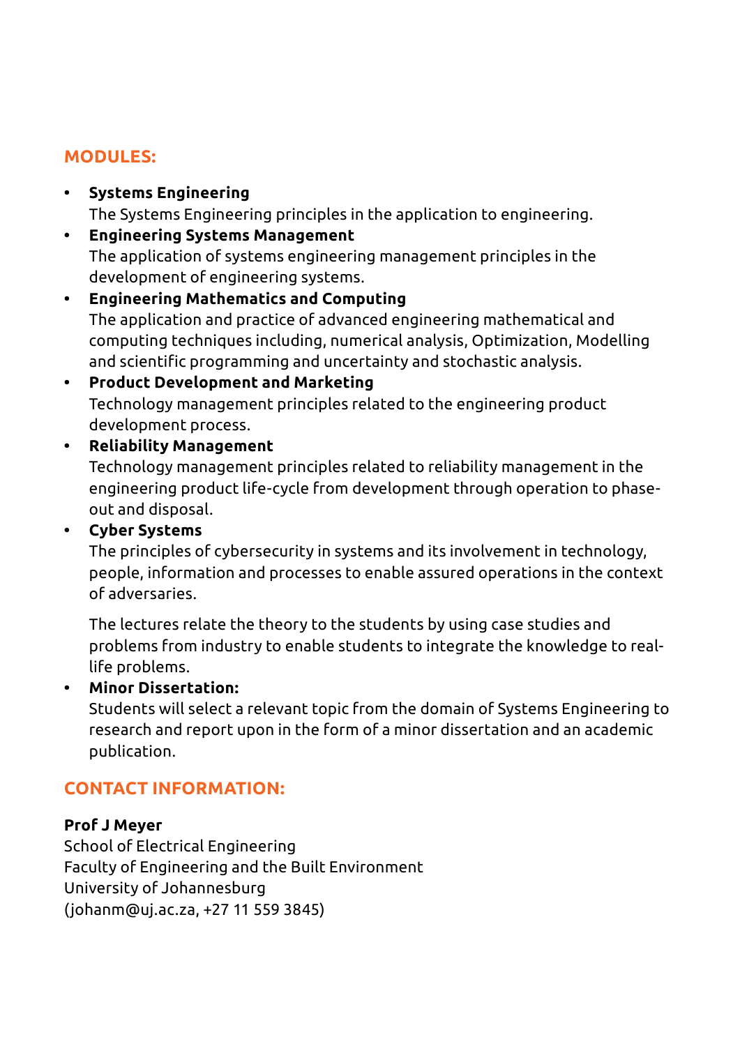## MODULES:

- **Systems Engineering**
  The Systems Engineering principles in the application to engineering.
- **Engineering Systems Management**
  The application of systems engineering management principles in the development of engineering systems.
- **Engineering Mathematics and Computing**
  The application and practice of advanced engineering mathematical and computing techniques including, numerical analysis, Optimization, Modelling and scientific programming and uncertainty and stochastic analysis.
- **Product Development and Marketing**
  Technology management principles related to the engineering product development process.
- **Reliability Management**
  Technology management principles related to reliability management in the engineering product life-cycle from development through operation to phase-out and disposal.
- **Cyber Systems**
  The principles of cybersecurity in systems and its involvement in technology, people, information and processes to enable assured operations in the context of adversaries.

  The lectures relate the theory to the students by using case studies and problems from industry to enable students to integrate the knowledge to real-life problems.
- **Minor Dissertation:**
  Students will select a relevant topic from the domain of Systems Engineering to research and report upon in the form of a minor dissertation and an academic publication.

## CONTACT INFORMATION:

**Prof J Meyer**
School of Electrical Engineering
Faculty of Engineering and the Built Environment
University of Johannesburg
(johanm@uj.ac.za, +27 11 559 3845)